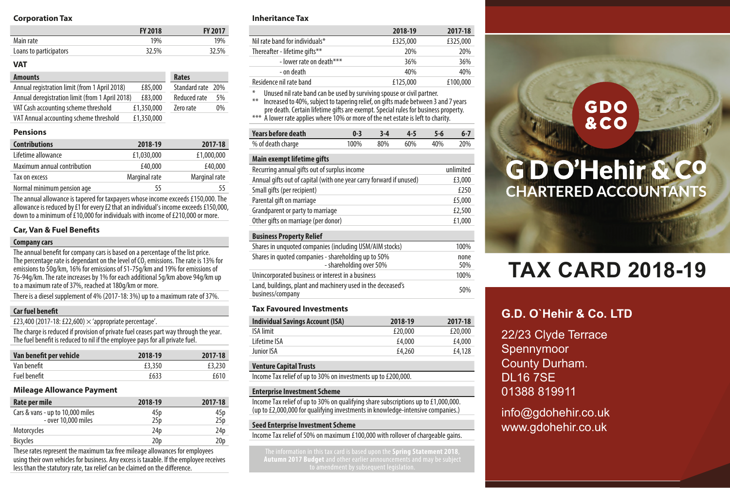## Corporation Tax

| | FY 2018 | FY 2017 |
|---|---|---|
| Main rate | 19% | 19% |
| Loans to participators | 32.5% | 32.5% |

## VAT

| Amounts | | Rates | |
|---|---|---|---|
| Annual registration limit (from 1 April 2018) | £85,000 | Standard rate | 20% |
| Annual deregistration limit (from 1 April 2018) | £83,000 | Reduced rate | 5% |
| VAT Cash accounting scheme threshold | £1,350,000 | Zero rate | 0% |
| VAT Annual accounting scheme threshold | £1,350,000 | | |

## Pensions

| Contributions | 2018-19 | 2017-18 |
|---|---|---|
| Lifetime allowance | £1,030,000 | £1,000,000 |
| Maximum annual contribution | £40,000 | £40,000 |
| Tax on excess | Marginal rate | Marginal rate |
| Normal minimum pension age | 55 | 55 |

The annual allowance is tapered for taxpayers whose income exceeds £150,000. The allowance is reduced by £1 for every £2 that an individual's income exceeds £150,000, down to a minimum of £10,000 for individuals with income of £210,000 or more.

## Car, Van & Fuel Benefits

### Company cars

The annual benefit for company cars is based on a percentage of the list price. The percentage rate is dependant on the level of $CO_2$ emissions. The rate is 13% for emissions to 50g/km, 16% for emissions of 51-75g/km and 19% for emissions of 76-94g/km. The rate increases by 1% for each additional 5g/km above 94g/km up to a maximum rate of 37%, reached at 180g/km or more.

There is a diesel supplement of 4% (2017-18: 3%) up to a maximum rate of 37%.

### Car fuel benefit

£23,400 (2017-18: £22,600) × 'appropriate percentage'.

The charge is reduced if provision of private fuel ceases part way through the year. The fuel benefit is reduced to nil if the employee pays for all private fuel.

| Van benefit per vehicle | 2018-19 | 2017-18 |
|---|---|---|
| Van benefit | £3,350 | £3,230 |
| Fuel benefit | £633 | £610 |

## Mileage Allowance Payment

| Rate per mile | 2018-19 | 2017-18 |
|---|---|---|
| Cars & vans - up to 10,000 miles | 45p | 45p |
| - over 10,000 miles | 25p | 25p |
| Motorcycles | 24p | 24p |
| Bicycles | 20p | 20p |

These rates represent the maximum tax free mileage allowances for employees using their own vehicles for business. Any excess is taxable. If the employee receives less than the statutory rate, tax relief can be claimed on the difference.

## Inheritance Tax

| | 2018-19 | 2017-18 |
|---|---|---|
| Nil rate band for individuals* | £325,000 | £325,000 |
| Thereafter - lifetime gifts** | 20% | 20% |
| - lower rate on death*** | 36% | 36% |
| - on death | 40% | 40% |
| Residence nil rate band | £125,000 | £100,000 |

\* Unused nil rate band can be used by surviving spouse or civil partner.
** Increased to 40%, subject to tapering relief, on gifts made between 3 and 7 years pre death. Certain lifetime gifts are exempt. Special rules for business property.
*** A lower rate applies where 10% or more of the net estate is left to charity.

| Years before death | 0-3 | 3-4 | 4-5 | 5-6 | 6-7 |
|---|---|---|---|---|---|
| % of death charge | 100% | 80% | 60% | 40% | 20% |

| Main exempt lifetime gifts | |
|---|---|
| Recurring annual gifts out of surplus income | unlimited |
| Annual gifts out of capital (with one year carry forward if unused) | £3,000 |
| Small gifts (per recipient) | £250 |
| Parental gift on marriage | £5,000 |
| Grandparent or party to marriage | £2,500 |
| Other gifts on marriage (per donor) | £1,000 |

| Business Property Relief | |
|---|---|
| Shares in unquoted companies (including USM/AIM stocks) | 100% |
| Shares in quoted companies - shareholding up to 50% | none |
| - shareholding over 50% | 50% |
| Unincorporated business or interest in a business | 100% |
| Land, buildings, plant and machinery used in the deceased's business/company | 50% |

## Tax Favoured Investments

| Individual Savings Account (ISA) | 2018-19 | 2017-18 |
|---|---|---|
| ISA limit | £20,000 | £20,000 |
| Lifetime ISA | £4,000 | £4,000 |
| Junior ISA | £4,260 | £4,128 |

### Venture Capital Trusts

Income Tax relief of up to 30% on investments up to £200,000.

### Enterprise Investment Scheme

Income Tax relief of up to 30% on qualifying share subscriptions up to £1,000,000. (up to £2,000,000 for qualifying investments in knowledge-intensive companies.)

### Seed Enterprise Investment Scheme

Income Tax relief of 50% on maximum £100,000 with rollover of chargeable gains.

The information in this tax card is based upon the **Spring Statement 2018**, **Autumn 2017 Budget** and other earlier announcements and may be subject to amendment by subsequent legislation.

GDO & CO

# G D O'Hehir & Co
## CHARTERED ACCOUNTANTS

# TAX CARD 2018-19

### G.D. O`Hehir & Co. LTD

22/23 Clyde Terrace
Spennymoor
County Durham.
DL16 7SE
01388 819911

info@gdohehir.co.uk
www.gdohehir.co.uk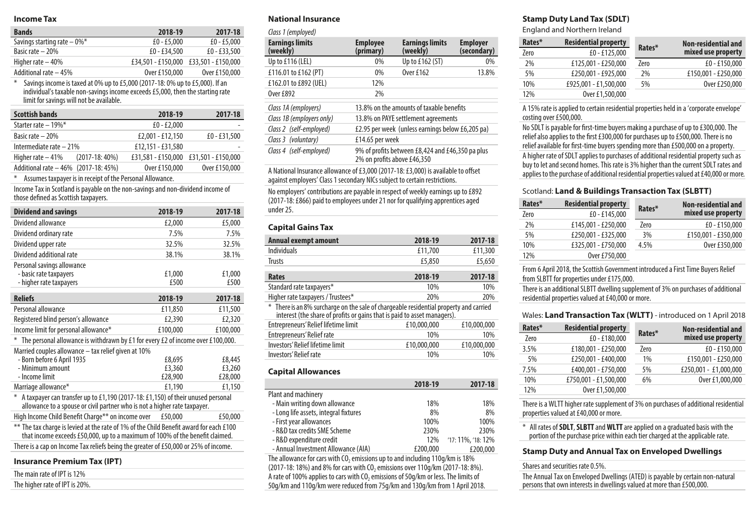## Income Tax

| Bands | 2018-19 | 2017-18 |
|---|---|---|
| Savings starting rate – 0%* | £0 - £5,000 | £0 - £5,000 |
| Basic rate – 20% | £0 - £34,500 | £0 - £33,500 |
| Higher rate – 40% | £34,501 - £150,000 | £33,501 - £150,000 |
| Additional rate – 45% | Over £150,000 | Over £150,000 |

\* Savings income is taxed at 0% up to £5,000 (2017-18: 0% up to £5,000). If an individual's taxable non-savings income exceeds £5,000, then the starting rate limit for savings will not be available.

| Scottish bands | 2018-19 | 2017-18 |
|---|---|---|
| Starter rate – 19%* | £0 - £2,000 | - |
| Basic rate – 20% | £2,001 - £12,150 | £0 - £31,500 |
| Intermediate rate – 21% | £12,151 - £31,580 | - |
| Higher rate – 41% (2017-18: 40%) | £31,581 - £150,000 | £31,501 - £150,000 |
| Additional rate – 46% (2017-18: 45%) | Over £150,000 | Over £150,000 |

\* Assumes taxpayer is in receipt of the Personal Allowance.

Income Tax in Scotland is payable on the non-savings and non-dividend income of those defined as Scottish taxpayers.

| Dividend and savings | 2018-19 | 2017-18 |
|---|---|---|
| Dividend allowance | £2,000 | £5,000 |
| Dividend ordinary rate | 7.5% | 7.5% |
| Dividend upper rate | 32.5% | 32.5% |
| Dividend additional rate | 38.1% | 38.1% |
| Personal savings allowance | | |
| - basic rate taxpayers | £1,000 | £1,000 |
| - higher rate taxpayers | £500 | £500 |

| Reliefs | 2018-19 | 2017-18 |
|---|---|---|
| Personal allowance | £11,850 | £11,500 |
| Registered blind person's allowance | £2,390 | £2,320 |
| Income limit for personal allowance* | £100,000 | £100,000 |

\* The personal allowance is withdrawn by £1 for every £2 of income over £100,000.

| | 2018-19 | 2017-18 |
|---|---|---|
| Married couples allowance – tax relief given at 10% | | |
| - Born before 6 April 1935 | £8,695 | £8,445 |
| - Minimum amount | £3,360 | £3,260 |
| - Income limit | £28,900 | £28,000 |
| Marriage allowance* | £1,190 | £1,150 |

\* A taxpayer can transfer up to £1,190 (2017-18: £1,150) of their unused personal allowance to a spouse or civil partner who is not a higher rate taxpayer.

| | 2018-19 | 2017-18 |
|---|---|---|
| High Income Child Benefit Charge** on income over | £50,000 | £50,000 |

\*\* The tax charge is levied at the rate of 1% of the Child Benefit award for each £100 that income exceeds £50,000, up to a maximum of 100% of the benefit claimed.

There is a cap on Income Tax reliefs being the greater of £50,000 or 25% of income.

## Insurance Premium Tax (IPT)

The main rate of IPT is 12%

The higher rate of IPT is 20%.

## National Insurance

*Class 1 (employed)*

| Earnings limits (weekly) | Employee (primary) | Earnings limits (weekly) | Employer (secondary) |
|---|---|---|---|
| Up to £116 (LEL) | 0% | Up to £162 (ST) | 0% |
| £116.01 to £162 (PT) | 0% | Over £162 | 13.8% |
| £162.01 to £892 (UEL) | 12% | | |
| Over £892 | 2% | | |

| | |
|---|---|
| *Class 1A (employers)* | 13.8% on the amounts of taxable benefits |
| *Class 1B (employers only)* | 13.8% on PAYE settlement agreements |
| *Class 2 (self-employed)* | £2.95 per week (unless earnings below £6,205 pa) |
| *Class 3 (voluntary)* | £14.65 per week |
| *Class 4 (self-employed)* | 9% of profits between £8,424 and £46,350 pa plus 2% on profits above £46,350 |

A National Insurance allowance of £3,000 (2017-18: £3,000) is available to offset against employers' Class 1 secondary NICs subject to certain restrictions.

No employers' contributions are payable in respect of weekly earnings up to £892 (2017-18: £866) paid to employees under 21 nor for qualifying apprentices aged under 25.

## Capital Gains Tax

| Annual exempt amount | 2018-19 | 2017-18 |
|---|---|---|
| Individuals | £11,700 | £11,300 |
| Trusts | £5,850 | £5,650 |

| Rates | 2018-19 | 2017-18 |
|---|---|---|
| Standard rate taxpayers* | 10% | 10% |
| Higher rate taxpayers / Trustees* | 20% | 20% |

\* There is an 8% surcharge on the sale of chargeable residential property and carried interest (the share of profits or gains that is paid to asset managers).

| | 2018-19 | 2017-18 |
|---|---|---|
| Entrepreneurs' Relief lifetime limit | £10,000,000 | £10,000,000 |
| Entrepreneurs' Relief rate | 10% | 10% |
| Investors' Relief lifetime limit | £10,000,000 | £10,000,000 |
| Investors' Relief rate | 10% | 10% |

## Capital Allowances

| | 2018-19 | 2017-18 |
|---|---|---|
| Plant and machinery | | |
| - Main writing down allowance | 18% | 18% |
| - Long life assets, integral fixtures | 8% | 8% |
| - First year allowances | 100% | 100% |
| - R&D tax credits SME Scheme | 230% | 230% |
| - R&D expenditure credit | 12% | '17: 11%, '18: 12% |
| - Annual Investment Allowance (AIA) | £200,000 | £200,000 |

The allowance for cars with $CO_2$ emissions up to and including 110g/km is 18% (2017-18: 18%) and 8% for cars with $CO_2$ emissions over 110g/km (2017-18: 8%). A rate of 100% applies to cars with $CO_2$ emissions of 50g/km or less. The limits of 50g/km and 110g/km were reduced from 75g/km and 130g/km from 1 April 2018.

## Stamp Duty Land Tax (SDLT)

England and Northern Ireland

| Rates* | Residential property | Rates* | Non-residential and mixed use property |
|---|---|---|---|
| Zero | £0 - £125,000 | Zero | £0 - £150,000 |
| 2% | £125,001 - £250,000 | 2% | £150,001 - £250,000 |
| 5% | £250,001 - £925,000 | 5% | Over £250,000 |
| 10% | £925,001 - £1,500,000 | | |
| 12% | Over £1,500,000 | | |

A 15% rate is applied to certain residential properties held in a 'corporate envelope' costing over £500,000.

No SDLT is payable for first-time buyers making a purchase of up to £300,000. The relief also applies to the first £300,000 for purchases up to £500,000. There is no relief available for first-time buyers spending more than £500,000 on a property.

A higher rate of SDLT applies to purchases of additional residential property such as buy to let and second homes. This rate is 3% higher than the current SDLT rates and applies to the purchase of additional residential properties valued at £40,000 or more.

### Scotland: Land & Buildings Transaction Tax (SLBTT)

| Rates* | Residential property | Rates* | Non-residential and mixed use property |
|---|---|---|---|
| Zero | £0 - £145,000 | Zero | £0 - £150,000 |
| 2% | £145,001 - £250,000 | 3% | £150,001 - £350,000 |
| 5% | £250,001 - £325,000 | 4.5% | Over £350,000 |
| 10% | £325,001 - £750,000 | | |
| 12% | Over £750,000 | | |

From 6 April 2018, the Scottish Government introduced a First Time Buyers Relief from SLBTT for properties under £175,000.

There is an additional SLBTT dwelling supplement of 3% on purchases of additional residential properties valued at £40,000 or more.

### Wales: Land Transaction Tax (WLTT) - introduced on 1 April 2018

| Rates* | Residential property | Rates* | Non-residential and mixed use property |
|---|---|---|---|
| Zero | £0 - £180,000 | Zero | £0 - £150,000 |
| 3.5% | £180,001 - £250,000 | 1% | £150,001 - £250,000 |
| 5% | £250,001 - £400,000 | 5% | £250,001 - £1,000,000 |
| 7.5% | £400,001 - £750,000 | 6% | Over £1,000,000 |
| 10% | £750,001 - £1,500,000 | | |
| 12% | Over £1,500,000 | | |

There is a WLTT higher rate supplement of 3% on purchases of additional residential properties valued at £40,000 or more.

\* All rates of **SDLT**, **SLBTT** and **WLTT** are applied on a graduated basis with the portion of the purchase price within each tier charged at the applicable rate.

## Stamp Duty and Annual Tax on Enveloped Dwellings

Shares and securities rate 0.5%.

The Annual Tax on Enveloped Dwellings (ATED) is payable by certain non-natural persons that own interests in dwellings valued at more than £500,000.